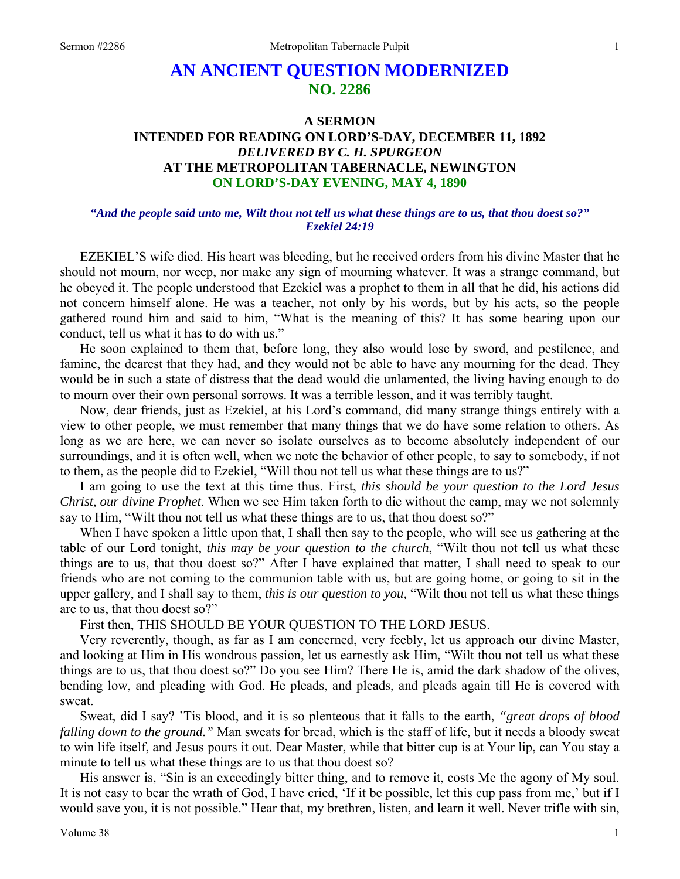# AN ANCIENT QUESTION MODERNIZED
## NO. 2286

### A SERMON
### INTENDED FOR READING ON LORD'S-DAY, DECEMBER 11, 1892
### *DELIVERED BY C. H. SPURGEON*
### AT THE METROPOLITAN TABERNACLE, NEWINGTON
### ON LORD'S-DAY EVENING, MAY 4, 1890

***"And the people said unto me, Wilt thou not tell us what these things are to us, that thou doest so?" Ezekiel 24:19***

EZEKIEL'S wife died. His heart was bleeding, but he received orders from his divine Master that he should not mourn, nor weep, nor make any sign of mourning whatever. It was a strange command, but he obeyed it. The people understood that Ezekiel was a prophet to them in all that he did, his actions did not concern himself alone. He was a teacher, not only by his words, but by his acts, so the people gathered round him and said to him, "What is the meaning of this? It has some bearing upon our conduct, tell us what it has to do with us."

He soon explained to them that, before long, they also would lose by sword, and pestilence, and famine, the dearest that they had, and they would not be able to have any mourning for the dead. They would be in such a state of distress that the dead would die unlamented, the living having enough to do to mourn over their own personal sorrows. It was a terrible lesson, and it was terribly taught.

Now, dear friends, just as Ezekiel, at his Lord's command, did many strange things entirely with a view to other people, we must remember that many things that we do have some relation to others. As long as we are here, we can never so isolate ourselves as to become absolutely independent of our surroundings, and it is often well, when we note the behavior of other people, to say to somebody, if not to them, as the people did to Ezekiel, "Will thou not tell us what these things are to us?"

I am going to use the text at this time thus. First, *this should be your question to the Lord Jesus Christ, our divine Prophet*. When we see Him taken forth to die without the camp, may we not solemnly say to Him, "Wilt thou not tell us what these things are to us, that thou doest so?"

When I have spoken a little upon that, I shall then say to the people, who will see us gathering at the table of our Lord tonight, *this may be your question to the church*, "Wilt thou not tell us what these things are to us, that thou doest so?" After I have explained that matter, I shall need to speak to our friends who are not coming to the communion table with us, but are going home, or going to sit in the upper gallery, and I shall say to them, *this is our question to you,* "Wilt thou not tell us what these things are to us, that thou doest so?"

First then, THIS SHOULD BE YOUR QUESTION TO THE LORD JESUS.

Very reverently, though, as far as I am concerned, very feebly, let us approach our divine Master, and looking at Him in His wondrous passion, let us earnestly ask Him, "Wilt thou not tell us what these things are to us, that thou doest so?" Do you see Him? There He is, amid the dark shadow of the olives, bending low, and pleading with God. He pleads, and pleads, and pleads again till He is covered with sweat.

Sweat, did I say? 'Tis blood, and it is so plenteous that it falls to the earth, *"great drops of blood falling down to the ground."* Man sweats for bread, which is the staff of life, but it needs a bloody sweat to win life itself, and Jesus pours it out. Dear Master, while that bitter cup is at Your lip, can You stay a minute to tell us what these things are to us that thou doest so?

His answer is, "Sin is an exceedingly bitter thing, and to remove it, costs Me the agony of My soul. It is not easy to bear the wrath of God, I have cried, 'If it be possible, let this cup pass from me,' but if I would save you, it is not possible." Hear that, my brethren, listen, and learn it well. Never trifle with sin,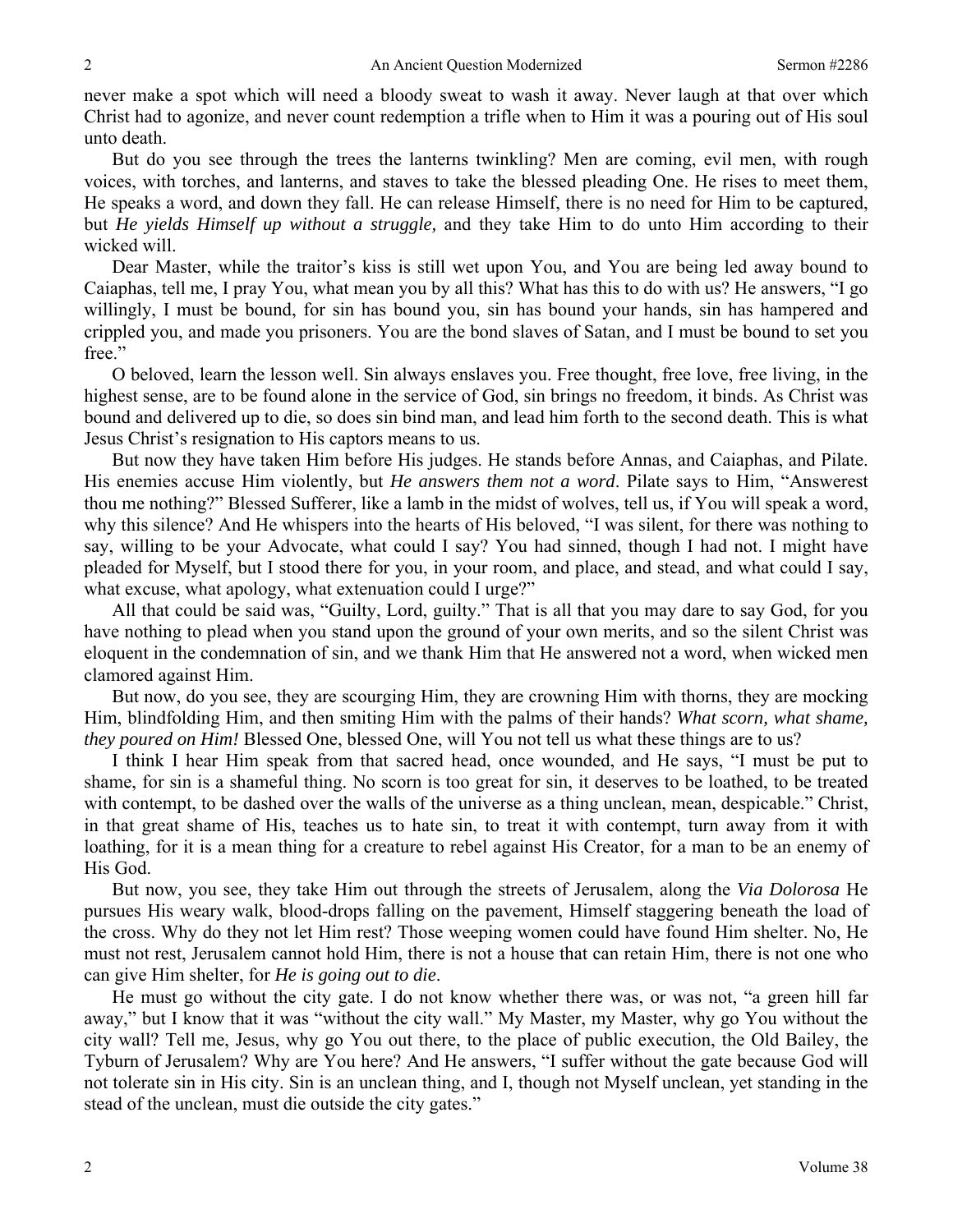never make a spot which will need a bloody sweat to wash it away. Never laugh at that over which Christ had to agonize, and never count redemption a trifle when to Him it was a pouring out of His soul unto death.

But do you see through the trees the lanterns twinkling? Men are coming, evil men, with rough voices, with torches, and lanterns, and staves to take the blessed pleading One. He rises to meet them, He speaks a word, and down they fall. He can release Himself, there is no need for Him to be captured, but *He yields Himself up without a struggle,* and they take Him to do unto Him according to their wicked will.

Dear Master, while the traitor's kiss is still wet upon You, and You are being led away bound to Caiaphas, tell me, I pray You, what mean you by all this? What has this to do with us? He answers, "I go willingly, I must be bound, for sin has bound you, sin has bound your hands, sin has hampered and crippled you, and made you prisoners. You are the bond slaves of Satan, and I must be bound to set you free."

O beloved, learn the lesson well. Sin always enslaves you. Free thought, free love, free living, in the highest sense, are to be found alone in the service of God, sin brings no freedom, it binds. As Christ was bound and delivered up to die, so does sin bind man, and lead him forth to the second death. This is what Jesus Christ's resignation to His captors means to us.

But now they have taken Him before His judges. He stands before Annas, and Caiaphas, and Pilate. His enemies accuse Him violently, but *He answers them not a word*. Pilate says to Him, "Answerest thou me nothing?" Blessed Sufferer, like a lamb in the midst of wolves, tell us, if You will speak a word, why this silence? And He whispers into the hearts of His beloved, "I was silent, for there was nothing to say, willing to be your Advocate, what could I say? You had sinned, though I had not. I might have pleaded for Myself, but I stood there for you, in your room, and place, and stead, and what could I say, what excuse, what apology, what extenuation could I urge?"

All that could be said was, "Guilty, Lord, guilty." That is all that you may dare to say God, for you have nothing to plead when you stand upon the ground of your own merits, and so the silent Christ was eloquent in the condemnation of sin, and we thank Him that He answered not a word, when wicked men clamored against Him.

But now, do you see, they are scourging Him, they are crowning Him with thorns, they are mocking Him, blindfolding Him, and then smiting Him with the palms of their hands? *What scorn, what shame, they poured on Him!* Blessed One, blessed One, will You not tell us what these things are to us?

I think I hear Him speak from that sacred head, once wounded, and He says, "I must be put to shame, for sin is a shameful thing. No scorn is too great for sin, it deserves to be loathed, to be treated with contempt, to be dashed over the walls of the universe as a thing unclean, mean, despicable." Christ, in that great shame of His, teaches us to hate sin, to treat it with contempt, turn away from it with loathing, for it is a mean thing for a creature to rebel against His Creator, for a man to be an enemy of His God.

But now, you see, they take Him out through the streets of Jerusalem, along the *Via Dolorosa* He pursues His weary walk, blood-drops falling on the pavement, Himself staggering beneath the load of the cross. Why do they not let Him rest? Those weeping women could have found Him shelter. No, He must not rest, Jerusalem cannot hold Him, there is not a house that can retain Him, there is not one who can give Him shelter, for *He is going out to die*.

He must go without the city gate. I do not know whether there was, or was not, "a green hill far away," but I know that it was "without the city wall." My Master, my Master, why go You without the city wall? Tell me, Jesus, why go You out there, to the place of public execution, the Old Bailey, the Tyburn of Jerusalem? Why are You here? And He answers, "I suffer without the gate because God will not tolerate sin in His city. Sin is an unclean thing, and I, though not Myself unclean, yet standing in the stead of the unclean, must die outside the city gates."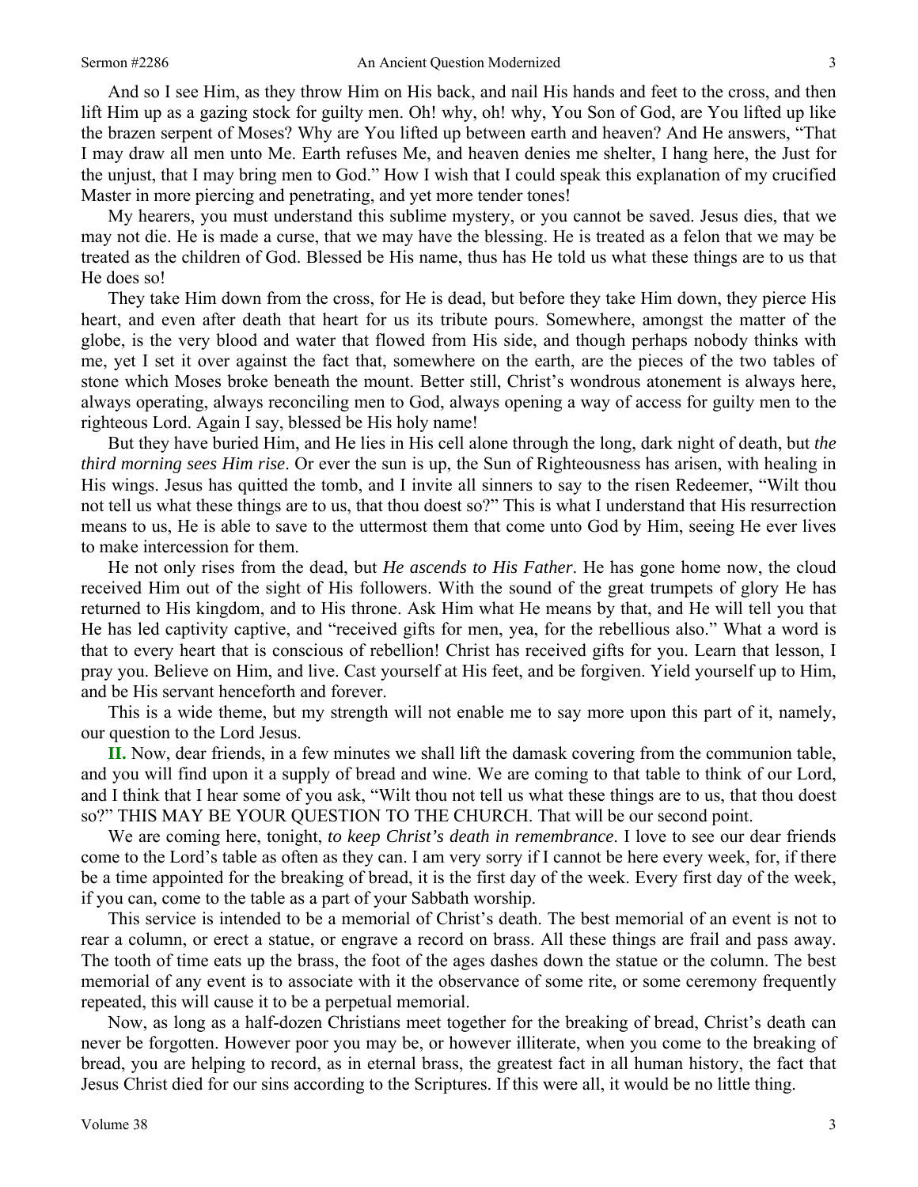And so I see Him, as they throw Him on His back, and nail His hands and feet to the cross, and then lift Him up as a gazing stock for guilty men. Oh! why, oh! why, You Son of God, are You lifted up like the brazen serpent of Moses? Why are You lifted up between earth and heaven? And He answers, "That I may draw all men unto Me. Earth refuses Me, and heaven denies me shelter, I hang here, the Just for the unjust, that I may bring men to God." How I wish that I could speak this explanation of my crucified Master in more piercing and penetrating, and yet more tender tones!

My hearers, you must understand this sublime mystery, or you cannot be saved. Jesus dies, that we may not die. He is made a curse, that we may have the blessing. He is treated as a felon that we may be treated as the children of God. Blessed be His name, thus has He told us what these things are to us that He does so!

They take Him down from the cross, for He is dead, but before they take Him down, they pierce His heart, and even after death that heart for us its tribute pours. Somewhere, amongst the matter of the globe, is the very blood and water that flowed from His side, and though perhaps nobody thinks with me, yet I set it over against the fact that, somewhere on the earth, are the pieces of the two tables of stone which Moses broke beneath the mount. Better still, Christ's wondrous atonement is always here, always operating, always reconciling men to God, always opening a way of access for guilty men to the righteous Lord. Again I say, blessed be His holy name!

But they have buried Him, and He lies in His cell alone through the long, dark night of death, but *the third morning sees Him rise*. Or ever the sun is up, the Sun of Righteousness has arisen, with healing in His wings. Jesus has quitted the tomb, and I invite all sinners to say to the risen Redeemer, "Wilt thou not tell us what these things are to us, that thou doest so?" This is what I understand that His resurrection means to us, He is able to save to the uttermost them that come unto God by Him, seeing He ever lives to make intercession for them.

He not only rises from the dead, but *He ascends to His Father*. He has gone home now, the cloud received Him out of the sight of His followers. With the sound of the great trumpets of glory He has returned to His kingdom, and to His throne. Ask Him what He means by that, and He will tell you that He has led captivity captive, and "received gifts for men, yea, for the rebellious also." What a word is that to every heart that is conscious of rebellion! Christ has received gifts for you. Learn that lesson, I pray you. Believe on Him, and live. Cast yourself at His feet, and be forgiven. Yield yourself up to Him, and be His servant henceforth and forever.

This is a wide theme, but my strength will not enable me to say more upon this part of it, namely, our question to the Lord Jesus.

**II.** Now, dear friends, in a few minutes we shall lift the damask covering from the communion table, and you will find upon it a supply of bread and wine. We are coming to that table to think of our Lord, and I think that I hear some of you ask, "Wilt thou not tell us what these things are to us, that thou doest so?" THIS MAY BE YOUR QUESTION TO THE CHURCH. That will be our second point.

We are coming here, tonight, *to keep Christ's death in remembrance*. I love to see our dear friends come to the Lord's table as often as they can. I am very sorry if I cannot be here every week, for, if there be a time appointed for the breaking of bread, it is the first day of the week. Every first day of the week, if you can, come to the table as a part of your Sabbath worship.

This service is intended to be a memorial of Christ's death. The best memorial of an event is not to rear a column, or erect a statue, or engrave a record on brass. All these things are frail and pass away. The tooth of time eats up the brass, the foot of the ages dashes down the statue or the column. The best memorial of any event is to associate with it the observance of some rite, or some ceremony frequently repeated, this will cause it to be a perpetual memorial.

Now, as long as a half-dozen Christians meet together for the breaking of bread, Christ's death can never be forgotten. However poor you may be, or however illiterate, when you come to the breaking of bread, you are helping to record, as in eternal brass, the greatest fact in all human history, the fact that Jesus Christ died for our sins according to the Scriptures. If this were all, it would be no little thing.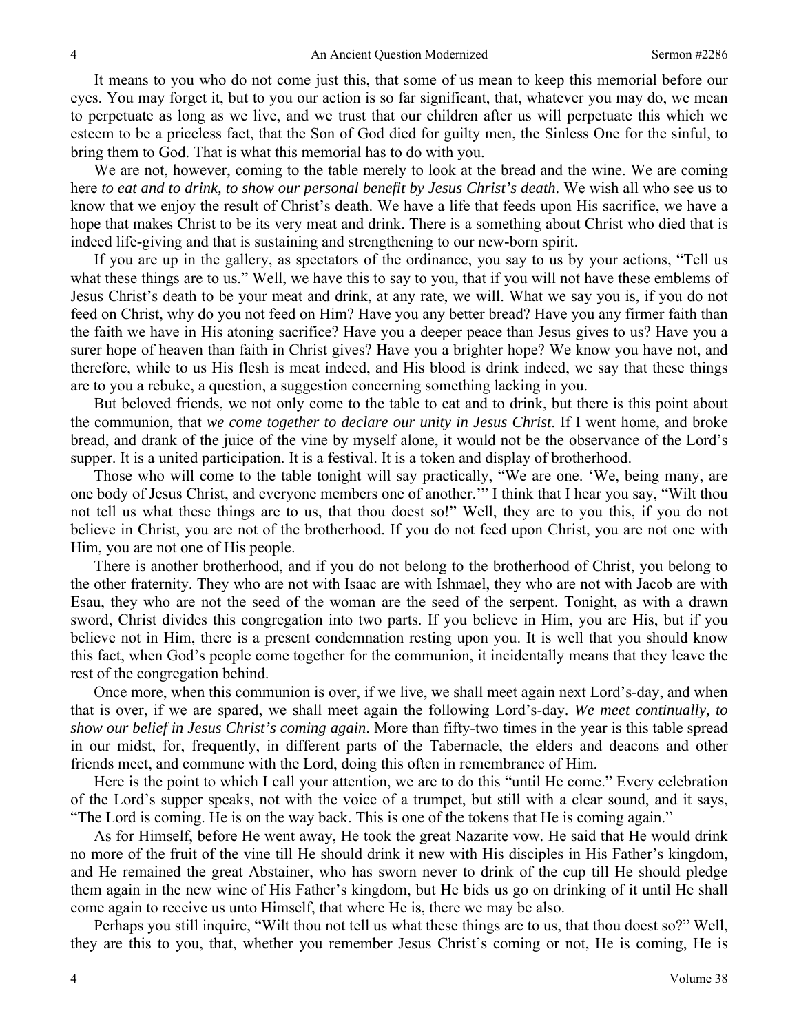It means to you who do not come just this, that some of us mean to keep this memorial before our eyes. You may forget it, but to you our action is so far significant, that, whatever you may do, we mean to perpetuate as long as we live, and we trust that our children after us will perpetuate this which we esteem to be a priceless fact, that the Son of God died for guilty men, the Sinless One for the sinful, to bring them to God. That is what this memorial has to do with you.

We are not, however, coming to the table merely to look at the bread and the wine. We are coming here *to eat and to drink, to show our personal benefit by Jesus Christ's death*. We wish all who see us to know that we enjoy the result of Christ's death. We have a life that feeds upon His sacrifice, we have a hope that makes Christ to be its very meat and drink. There is a something about Christ who died that is indeed life-giving and that is sustaining and strengthening to our new-born spirit.

If you are up in the gallery, as spectators of the ordinance, you say to us by your actions, "Tell us what these things are to us." Well, we have this to say to you, that if you will not have these emblems of Jesus Christ's death to be your meat and drink, at any rate, we will. What we say you is, if you do not feed on Christ, why do you not feed on Him? Have you any better bread? Have you any firmer faith than the faith we have in His atoning sacrifice? Have you a deeper peace than Jesus gives to us? Have you a surer hope of heaven than faith in Christ gives? Have you a brighter hope? We know you have not, and therefore, while to us His flesh is meat indeed, and His blood is drink indeed, we say that these things are to you a rebuke, a question, a suggestion concerning something lacking in you.

But beloved friends, we not only come to the table to eat and to drink, but there is this point about the communion, that *we come together to declare our unity in Jesus Christ*. If I went home, and broke bread, and drank of the juice of the vine by myself alone, it would not be the observance of the Lord's supper. It is a united participation. It is a festival. It is a token and display of brotherhood.

Those who will come to the table tonight will say practically, "We are one. 'We, being many, are one body of Jesus Christ, and everyone members one of another.'" I think that I hear you say, "Wilt thou not tell us what these things are to us, that thou doest so!" Well, they are to you this, if you do not believe in Christ, you are not of the brotherhood. If you do not feed upon Christ, you are not one with Him, you are not one of His people.

There is another brotherhood, and if you do not belong to the brotherhood of Christ, you belong to the other fraternity. They who are not with Isaac are with Ishmael, they who are not with Jacob are with Esau, they who are not the seed of the woman are the seed of the serpent. Tonight, as with a drawn sword, Christ divides this congregation into two parts. If you believe in Him, you are His, but if you believe not in Him, there is a present condemnation resting upon you. It is well that you should know this fact, when God's people come together for the communion, it incidentally means that they leave the rest of the congregation behind.

Once more, when this communion is over, if we live, we shall meet again next Lord's-day, and when that is over, if we are spared, we shall meet again the following Lord's-day. *We meet continually, to show our belief in Jesus Christ's coming again*. More than fifty-two times in the year is this table spread in our midst, for, frequently, in different parts of the Tabernacle, the elders and deacons and other friends meet, and commune with the Lord, doing this often in remembrance of Him.

Here is the point to which I call your attention, we are to do this "until He come." Every celebration of the Lord's supper speaks, not with the voice of a trumpet, but still with a clear sound, and it says, "The Lord is coming. He is on the way back. This is one of the tokens that He is coming again."

As for Himself, before He went away, He took the great Nazarite vow. He said that He would drink no more of the fruit of the vine till He should drink it new with His disciples in His Father's kingdom, and He remained the great Abstainer, who has sworn never to drink of the cup till He should pledge them again in the new wine of His Father's kingdom, but He bids us go on drinking of it until He shall come again to receive us unto Himself, that where He is, there we may be also.

Perhaps you still inquire, "Wilt thou not tell us what these things are to us, that thou doest so?" Well, they are this to you, that, whether you remember Jesus Christ's coming or not, He is coming, He is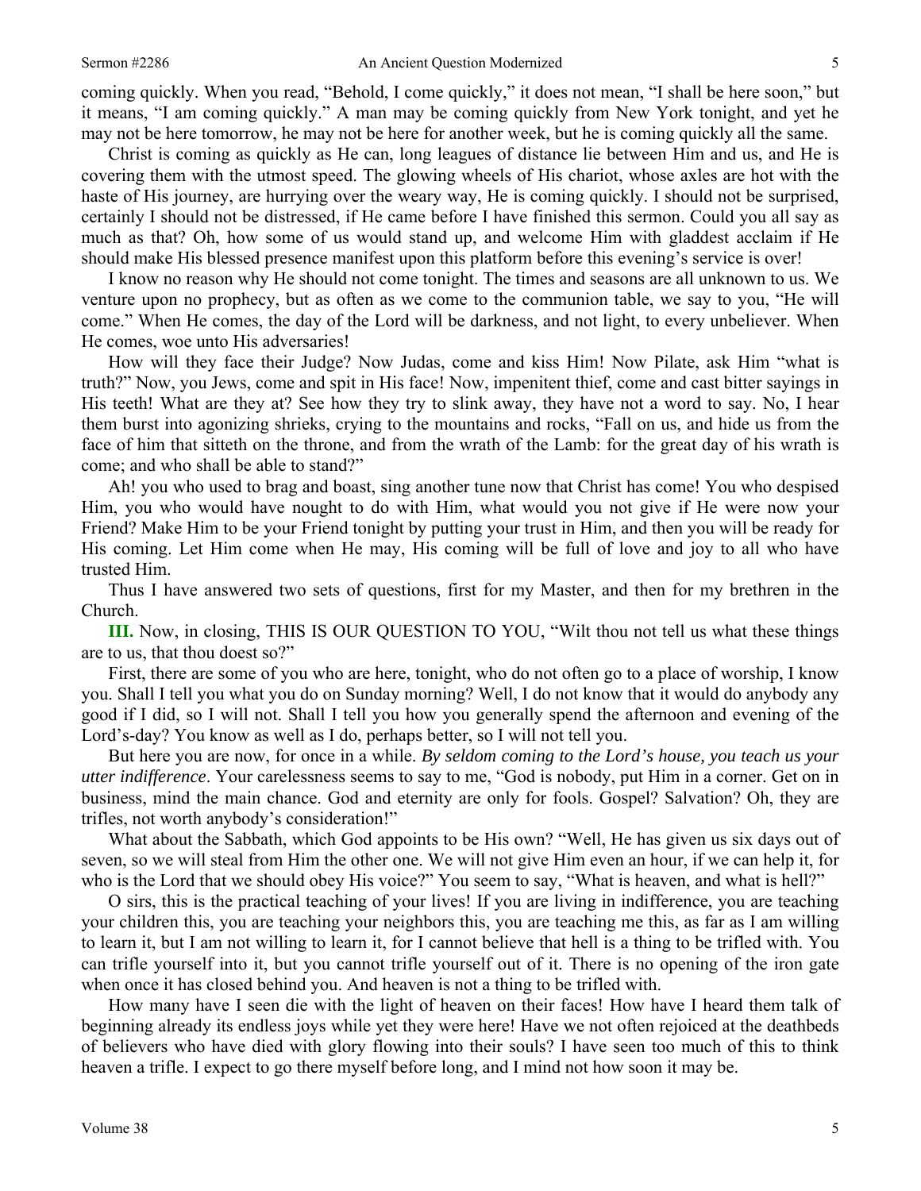coming quickly. When you read, "Behold, I come quickly," it does not mean, "I shall be here soon," but it means, "I am coming quickly." A man may be coming quickly from New York tonight, and yet he may not be here tomorrow, he may not be here for another week, but he is coming quickly all the same.

Christ is coming as quickly as He can, long leagues of distance lie between Him and us, and He is covering them with the utmost speed. The glowing wheels of His chariot, whose axles are hot with the haste of His journey, are hurrying over the weary way, He is coming quickly. I should not be surprised, certainly I should not be distressed, if He came before I have finished this sermon. Could you all say as much as that? Oh, how some of us would stand up, and welcome Him with gladdest acclaim if He should make His blessed presence manifest upon this platform before this evening's service is over!

I know no reason why He should not come tonight. The times and seasons are all unknown to us. We venture upon no prophecy, but as often as we come to the communion table, we say to you, "He will come." When He comes, the day of the Lord will be darkness, and not light, to every unbeliever. When He comes, woe unto His adversaries!

How will they face their Judge? Now Judas, come and kiss Him! Now Pilate, ask Him "what is truth?" Now, you Jews, come and spit in His face! Now, impenitent thief, come and cast bitter sayings in His teeth! What are they at? See how they try to slink away, they have not a word to say. No, I hear them burst into agonizing shrieks, crying to the mountains and rocks, "Fall on us, and hide us from the face of him that sitteth on the throne, and from the wrath of the Lamb: for the great day of his wrath is come; and who shall be able to stand?"

Ah! you who used to brag and boast, sing another tune now that Christ has come! You who despised Him, you who would have nought to do with Him, what would you not give if He were now your Friend? Make Him to be your Friend tonight by putting your trust in Him, and then you will be ready for His coming. Let Him come when He may, His coming will be full of love and joy to all who have trusted Him.

Thus I have answered two sets of questions, first for my Master, and then for my brethren in the Church.

**III.** Now, in closing, THIS IS OUR QUESTION TO YOU, "Wilt thou not tell us what these things are to us, that thou doest so?"

First, there are some of you who are here, tonight, who do not often go to a place of worship, I know you. Shall I tell you what you do on Sunday morning? Well, I do not know that it would do anybody any good if I did, so I will not. Shall I tell you how you generally spend the afternoon and evening of the Lord's-day? You know as well as I do, perhaps better, so I will not tell you.

But here you are now, for once in a while. *By seldom coming to the Lord's house, you teach us your utter indifference*. Your carelessness seems to say to me, "God is nobody, put Him in a corner. Get on in business, mind the main chance. God and eternity are only for fools. Gospel? Salvation? Oh, they are trifles, not worth anybody's consideration!"

What about the Sabbath, which God appoints to be His own? "Well, He has given us six days out of seven, so we will steal from Him the other one. We will not give Him even an hour, if we can help it, for who is the Lord that we should obey His voice?" You seem to say, "What is heaven, and what is hell?"

O sirs, this is the practical teaching of your lives! If you are living in indifference, you are teaching your children this, you are teaching your neighbors this, you are teaching me this, as far as I am willing to learn it, but I am not willing to learn it, for I cannot believe that hell is a thing to be trifled with. You can trifle yourself into it, but you cannot trifle yourself out of it. There is no opening of the iron gate when once it has closed behind you. And heaven is not a thing to be trifled with.

How many have I seen die with the light of heaven on their faces! How have I heard them talk of beginning already its endless joys while yet they were here! Have we not often rejoiced at the deathbeds of believers who have died with glory flowing into their souls? I have seen too much of this to think heaven a trifle. I expect to go there myself before long, and I mind not how soon it may be.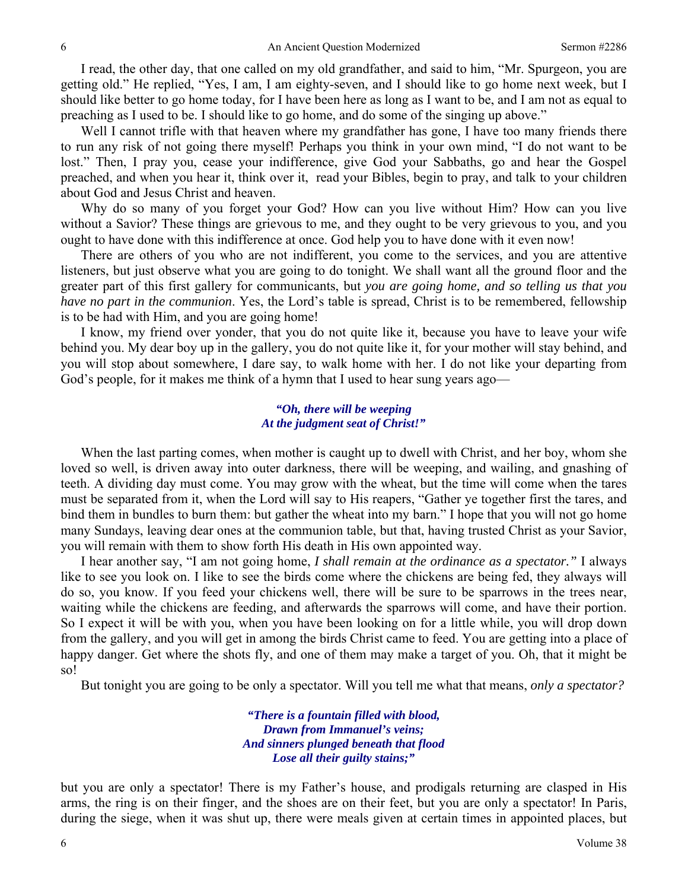I read, the other day, that one called on my old grandfather, and said to him, "Mr. Spurgeon, you are getting old." He replied, "Yes, I am, I am eighty-seven, and I should like to go home next week, but I should like better to go home today, for I have been here as long as I want to be, and I am not as equal to preaching as I used to be. I should like to go home, and do some of the singing up above."

Well I cannot trifle with that heaven where my grandfather has gone, I have too many friends there to run any risk of not going there myself! Perhaps you think in your own mind, "I do not want to be lost." Then, I pray you, cease your indifference, give God your Sabbaths, go and hear the Gospel preached, and when you hear it, think over it, read your Bibles, begin to pray, and talk to your children about God and Jesus Christ and heaven.

Why do so many of you forget your God? How can you live without Him? How can you live without a Savior? These things are grievous to me, and they ought to be very grievous to you, and you ought to have done with this indifference at once. God help you to have done with it even now!

There are others of you who are not indifferent, you come to the services, and you are attentive listeners, but just observe what you are going to do tonight. We shall want all the ground floor and the greater part of this first gallery for communicants, but *you are going home, and so telling us that you have no part in the communion*. Yes, the Lord's table is spread, Christ is to be remembered, fellowship is to be had with Him, and you are going home!

I know, my friend over yonder, that you do not quite like it, because you have to leave your wife behind you. My dear boy up in the gallery, you do not quite like it, for your mother will stay behind, and you will stop about somewhere, I dare say, to walk home with her. I do not like your departing from God's people, for it makes me think of a hymn that I used to hear sung years ago—

> ***"Oh, there will be weeping***
> ***At the judgment seat of Christ!"***

When the last parting comes, when mother is caught up to dwell with Christ, and her boy, whom she loved so well, is driven away into outer darkness, there will be weeping, and wailing, and gnashing of teeth. A dividing day must come. You may grow with the wheat, but the time will come when the tares must be separated from it, when the Lord will say to His reapers, "Gather ye together first the tares, and bind them in bundles to burn them: but gather the wheat into my barn." I hope that you will not go home many Sundays, leaving dear ones at the communion table, but that, having trusted Christ as your Savior, you will remain with them to show forth His death in His own appointed way.

I hear another say, "I am not going home, *I shall remain at the ordinance as a spectator."* I always like to see you look on. I like to see the birds come where the chickens are being fed, they always will do so, you know. If you feed your chickens well, there will be sure to be sparrows in the trees near, waiting while the chickens are feeding, and afterwards the sparrows will come, and have their portion. So I expect it will be with you, when you have been looking on for a little while, you will drop down from the gallery, and you will get in among the birds Christ came to feed. You are getting into a place of happy danger. Get where the shots fly, and one of them may make a target of you. Oh, that it might be so!

But tonight you are going to be only a spectator. Will you tell me what that means, *only a spectator?*

> ***"There is a fountain filled with blood,***
> ***Drawn from Immanuel's veins;***
> ***And sinners plunged beneath that flood***
> ***Lose all their guilty stains;"***

but you are only a spectator! There is my Father's house, and prodigals returning are clasped in His arms, the ring is on their finger, and the shoes are on their feet, but you are only a spectator! In Paris, during the siege, when it was shut up, there were meals given at certain times in appointed places, but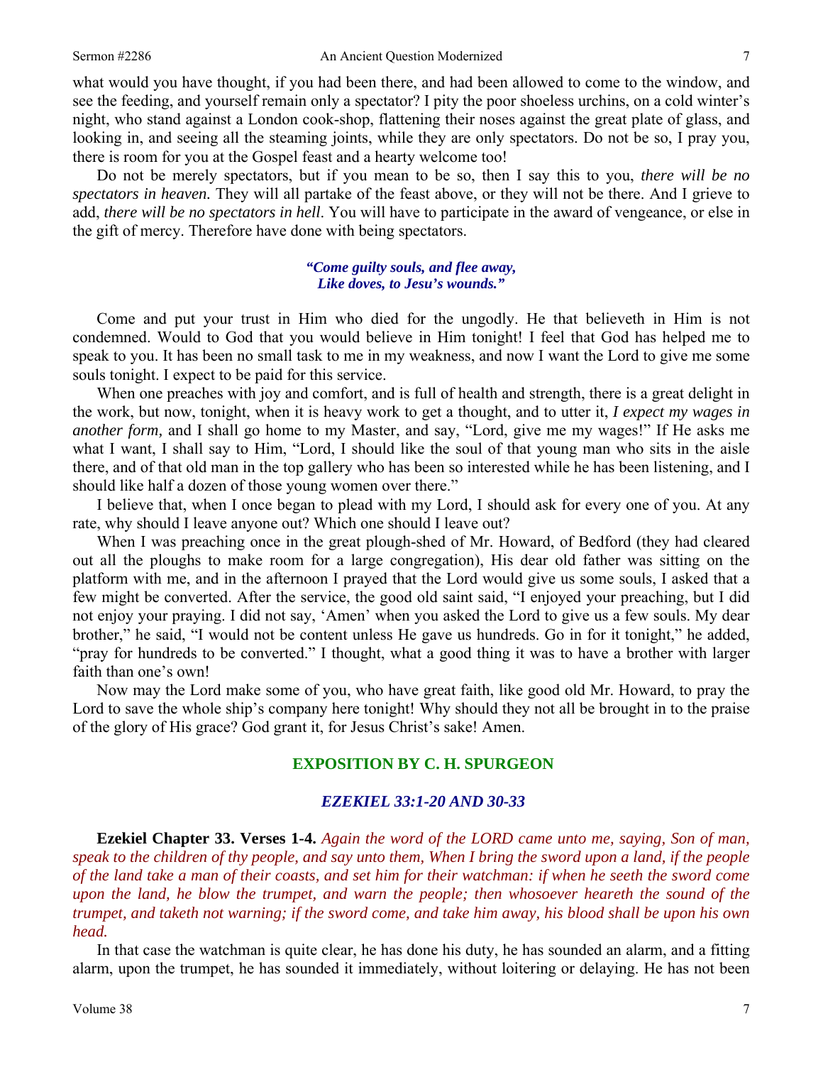what would you have thought, if you had been there, and had been allowed to come to the window, and see the feeding, and yourself remain only a spectator? I pity the poor shoeless urchins, on a cold winter's night, who stand against a London cook-shop, flattening their noses against the great plate of glass, and looking in, and seeing all the steaming joints, while they are only spectators. Do not be so, I pray you, there is room for you at the Gospel feast and a hearty welcome too!

Do not be merely spectators, but if you mean to be so, then I say this to you, *there will be no spectators in heaven.* They will all partake of the feast above, or they will not be there. And I grieve to add, *there will be no spectators in hell*. You will have to participate in the award of vengeance, or else in the gift of mercy. Therefore have done with being spectators.

> ***"Come guilty souls, and flee away,***
> ***Like doves, to Jesu's wounds."***

Come and put your trust in Him who died for the ungodly. He that believeth in Him is not condemned. Would to God that you would believe in Him tonight! I feel that God has helped me to speak to you. It has been no small task to me in my weakness, and now I want the Lord to give me some souls tonight. I expect to be paid for this service.

When one preaches with joy and comfort, and is full of health and strength, there is a great delight in the work, but now, tonight, when it is heavy work to get a thought, and to utter it, *I expect my wages in another form,* and I shall go home to my Master, and say, "Lord, give me my wages!" If He asks me what I want, I shall say to Him, "Lord, I should like the soul of that young man who sits in the aisle there, and of that old man in the top gallery who has been so interested while he has been listening, and I should like half a dozen of those young women over there."

I believe that, when I once began to plead with my Lord, I should ask for every one of you. At any rate, why should I leave anyone out? Which one should I leave out?

When I was preaching once in the great plough-shed of Mr. Howard, of Bedford (they had cleared out all the ploughs to make room for a large congregation), His dear old father was sitting on the platform with me, and in the afternoon I prayed that the Lord would give us some souls, I asked that a few might be converted. After the service, the good old saint said, "I enjoyed your preaching, but I did not enjoy your praying. I did not say, 'Amen' when you asked the Lord to give us a few souls. My dear brother," he said, "I would not be content unless He gave us hundreds. Go in for it tonight," he added, "pray for hundreds to be converted." I thought, what a good thing it was to have a brother with larger faith than one's own!

Now may the Lord make some of you, who have great faith, like good old Mr. Howard, to pray the Lord to save the whole ship's company here tonight! Why should they not all be brought in to the praise of the glory of His grace? God grant it, for Jesus Christ's sake! Amen.

## EXPOSITION BY C. H. SPURGEON

### *EZEKIEL 33:1-20 AND 30-33*

**Ezekiel Chapter 33. Verses 1-4.** *Again the word of the LORD came unto me, saying, Son of man, speak to the children of thy people, and say unto them, When I bring the sword upon a land, if the people of the land take a man of their coasts, and set him for their watchman: if when he seeth the sword come upon the land, he blow the trumpet, and warn the people; then whosoever heareth the sound of the trumpet, and taketh not warning; if the sword come, and take him away, his blood shall be upon his own head.*

In that case the watchman is quite clear, he has done his duty, he has sounded an alarm, and a fitting alarm, upon the trumpet, he has sounded it immediately, without loitering or delaying. He has not been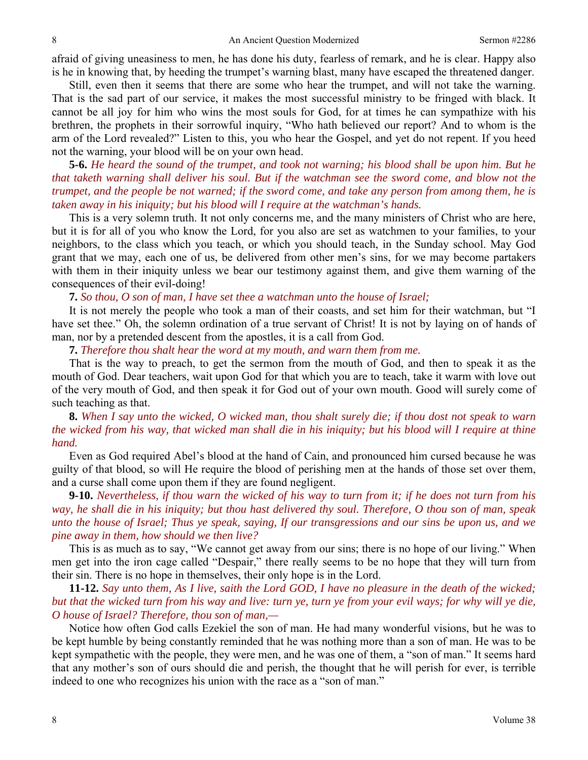afraid of giving uneasiness to men, he has done his duty, fearless of remark, and he is clear. Happy also is he in knowing that, by heeding the trumpet's warning blast, many have escaped the threatened danger.

Still, even then it seems that there are some who hear the trumpet, and will not take the warning. That is the sad part of our service, it makes the most successful ministry to be fringed with black. It cannot be all joy for him who wins the most souls for God, for at times he can sympathize with his brethren, the prophets in their sorrowful inquiry, "Who hath believed our report? And to whom is the arm of the Lord revealed?" Listen to this, you who hear the Gospel, and yet do not repent. If you heed not the warning, your blood will be on your own head.

**5-6.** *He heard the sound of the trumpet, and took not warning; his blood shall be upon him. But he that taketh warning shall deliver his soul. But if the watchman see the sword come, and blow not the trumpet, and the people be not warned; if the sword come, and take any person from among them, he is taken away in his iniquity; but his blood will I require at the watchman's hands.*

This is a very solemn truth. It not only concerns me, and the many ministers of Christ who are here, but it is for all of you who know the Lord, for you also are set as watchmen to your families, to your neighbors, to the class which you teach, or which you should teach, in the Sunday school. May God grant that we may, each one of us, be delivered from other men's sins, for we may become partakers with them in their iniquity unless we bear our testimony against them, and give them warning of the consequences of their evil-doing!

**7.** *So thou, O son of man, I have set thee a watchman unto the house of Israel;*

It is not merely the people who took a man of their coasts, and set him for their watchman, but "I have set thee." Oh, the solemn ordination of a true servant of Christ! It is not by laying on of hands of man, nor by a pretended descent from the apostles, it is a call from God.

**7.** *Therefore thou shalt hear the word at my mouth, and warn them from me.*

That is the way to preach, to get the sermon from the mouth of God, and then to speak it as the mouth of God. Dear teachers, wait upon God for that which you are to teach, take it warm with love out of the very mouth of God, and then speak it for God out of your own mouth. Good will surely come of such teaching as that.

**8.** *When I say unto the wicked, O wicked man, thou shalt surely die; if thou dost not speak to warn the wicked from his way, that wicked man shall die in his iniquity; but his blood will I require at thine hand.*

Even as God required Abel's blood at the hand of Cain, and pronounced him cursed because he was guilty of that blood, so will He require the blood of perishing men at the hands of those set over them, and a curse shall come upon them if they are found negligent.

**9-10.** *Nevertheless, if thou warn the wicked of his way to turn from it; if he does not turn from his way, he shall die in his iniquity; but thou hast delivered thy soul. Therefore, O thou son of man, speak unto the house of Israel; Thus ye speak, saying, If our transgressions and our sins be upon us, and we pine away in them, how should we then live?*

This is as much as to say, "We cannot get away from our sins; there is no hope of our living." When men get into the iron cage called "Despair," there really seems to be no hope that they will turn from their sin. There is no hope in themselves, their only hope is in the Lord.

**11-12.** *Say unto them, As I live, saith the Lord GOD, I have no pleasure in the death of the wicked; but that the wicked turn from his way and live: turn ye, turn ye from your evil ways; for why will ye die, O house of Israel? Therefore, thou son of man,—*

Notice how often God calls Ezekiel the son of man. He had many wonderful visions, but he was to be kept humble by being constantly reminded that he was nothing more than a son of man. He was to be kept sympathetic with the people, they were men, and he was one of them, a "son of man." It seems hard that any mother's son of ours should die and perish, the thought that he will perish for ever, is terrible indeed to one who recognizes his union with the race as a "son of man."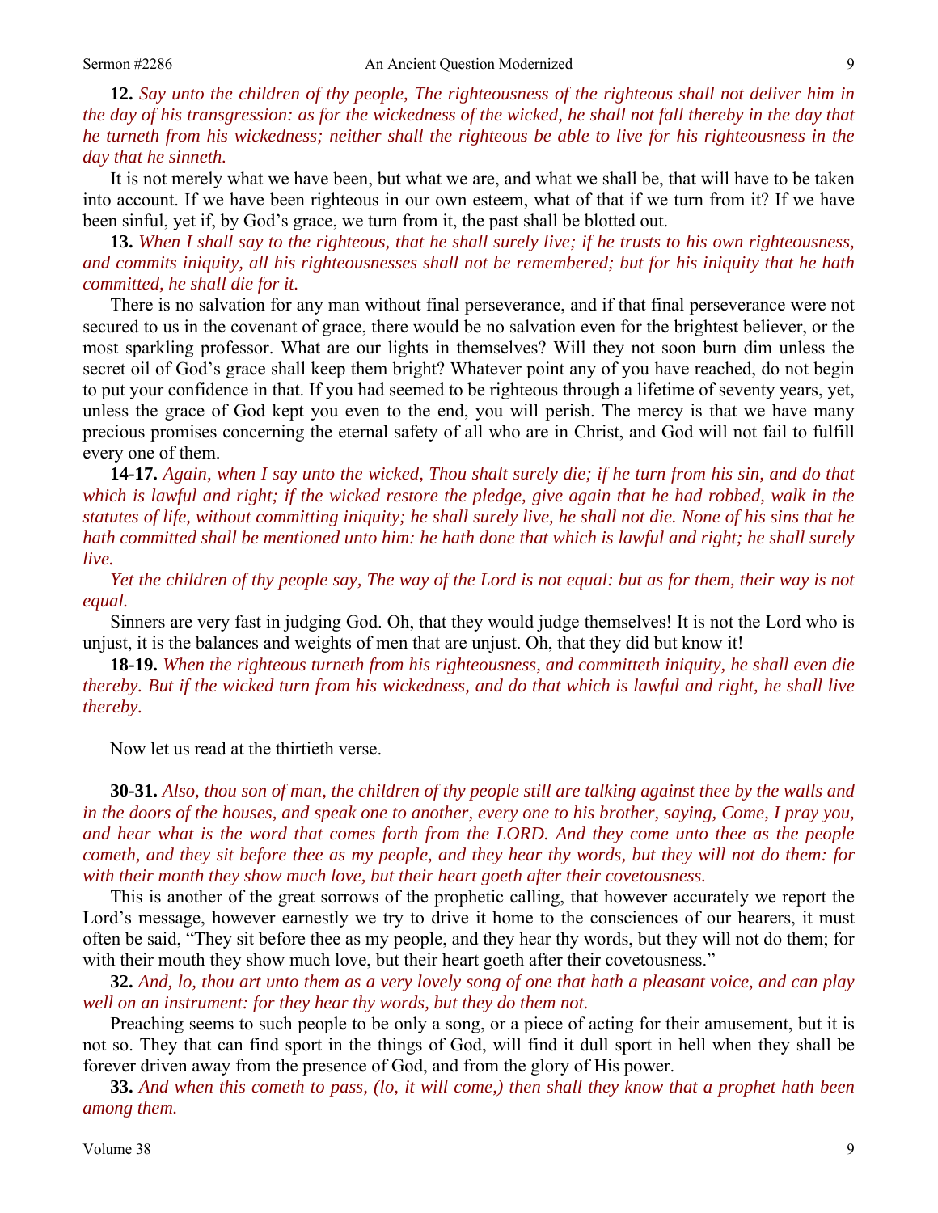**12.** *Say unto the children of thy people, The righteousness of the righteous shall not deliver him in the day of his transgression: as for the wickedness of the wicked, he shall not fall thereby in the day that he turneth from his wickedness; neither shall the righteous be able to live for his righteousness in the day that he sinneth.*

It is not merely what we have been, but what we are, and what we shall be, that will have to be taken into account. If we have been righteous in our own esteem, what of that if we turn from it? If we have been sinful, yet if, by God's grace, we turn from it, the past shall be blotted out.

**13.** *When I shall say to the righteous, that he shall surely live; if he trusts to his own righteousness, and commits iniquity, all his righteousnesses shall not be remembered; but for his iniquity that he hath committed, he shall die for it.*

There is no salvation for any man without final perseverance, and if that final perseverance were not secured to us in the covenant of grace, there would be no salvation even for the brightest believer, or the most sparkling professor. What are our lights in themselves? Will they not soon burn dim unless the secret oil of God's grace shall keep them bright? Whatever point any of you have reached, do not begin to put your confidence in that. If you had seemed to be righteous through a lifetime of seventy years, yet, unless the grace of God kept you even to the end, you will perish. The mercy is that we have many precious promises concerning the eternal safety of all who are in Christ, and God will not fail to fulfill every one of them.

**14-17.** *Again, when I say unto the wicked, Thou shalt surely die; if he turn from his sin, and do that which is lawful and right; if the wicked restore the pledge, give again that he had robbed, walk in the statutes of life, without committing iniquity; he shall surely live, he shall not die. None of his sins that he hath committed shall be mentioned unto him: he hath done that which is lawful and right; he shall surely live.*

*Yet the children of thy people say, The way of the Lord is not equal: but as for them, their way is not equal.*

Sinners are very fast in judging God. Oh, that they would judge themselves! It is not the Lord who is unjust, it is the balances and weights of men that are unjust. Oh, that they did but know it!

**18-19.** *When the righteous turneth from his righteousness, and committeth iniquity, he shall even die thereby. But if the wicked turn from his wickedness, and do that which is lawful and right, he shall live thereby.*

Now let us read at the thirtieth verse.

**30-31.** *Also, thou son of man, the children of thy people still are talking against thee by the walls and in the doors of the houses, and speak one to another, every one to his brother, saying, Come, I pray you, and hear what is the word that comes forth from the LORD. And they come unto thee as the people cometh, and they sit before thee as my people, and they hear thy words, but they will not do them: for with their month they show much love, but their heart goeth after their covetousness.*

This is another of the great sorrows of the prophetic calling, that however accurately we report the Lord's message, however earnestly we try to drive it home to the consciences of our hearers, it must often be said, "They sit before thee as my people, and they hear thy words, but they will not do them; for with their mouth they show much love, but their heart goeth after their covetousness."

**32.** *And, lo, thou art unto them as a very lovely song of one that hath a pleasant voice, and can play well on an instrument: for they hear thy words, but they do them not.*

Preaching seems to such people to be only a song, or a piece of acting for their amusement, but it is not so. They that can find sport in the things of God, will find it dull sport in hell when they shall be forever driven away from the presence of God, and from the glory of His power.

**33.** *And when this cometh to pass, (lo, it will come,) then shall they know that a prophet hath been among them.*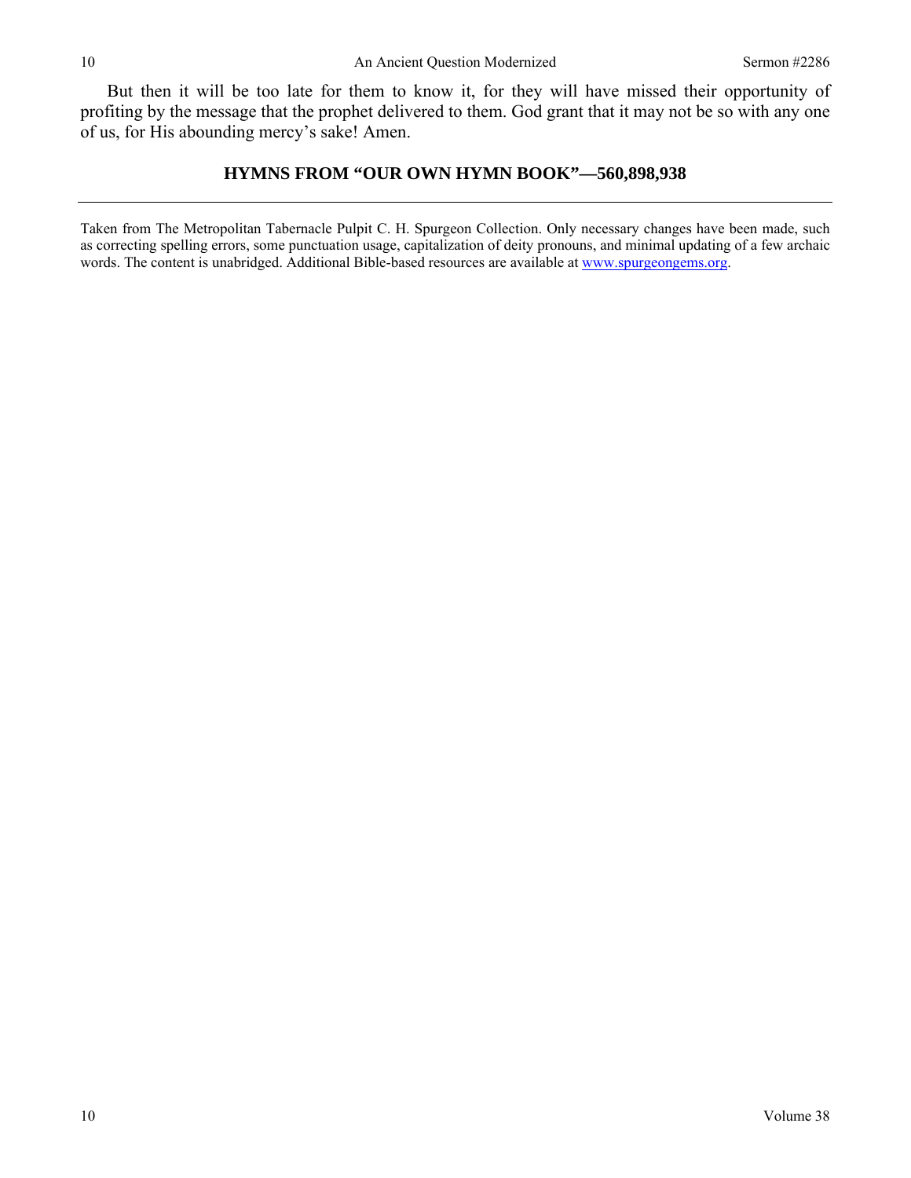But then it will be too late for them to know it, for they will have missed their opportunity of profiting by the message that the prophet delivered to them. God grant that it may not be so with any one of us, for His abounding mercy's sake! Amen.

## HYMNS FROM "OUR OWN HYMN BOOK"—560,898,938

---

Taken from The Metropolitan Tabernacle Pulpit C. H. Spurgeon Collection. Only necessary changes have been made, such as correcting spelling errors, some punctuation usage, capitalization of deity pronouns, and minimal updating of a few archaic words. The content is unabridged. Additional Bible-based resources are available at [www.spurgeongems.org](http://www.spurgeongems.org).